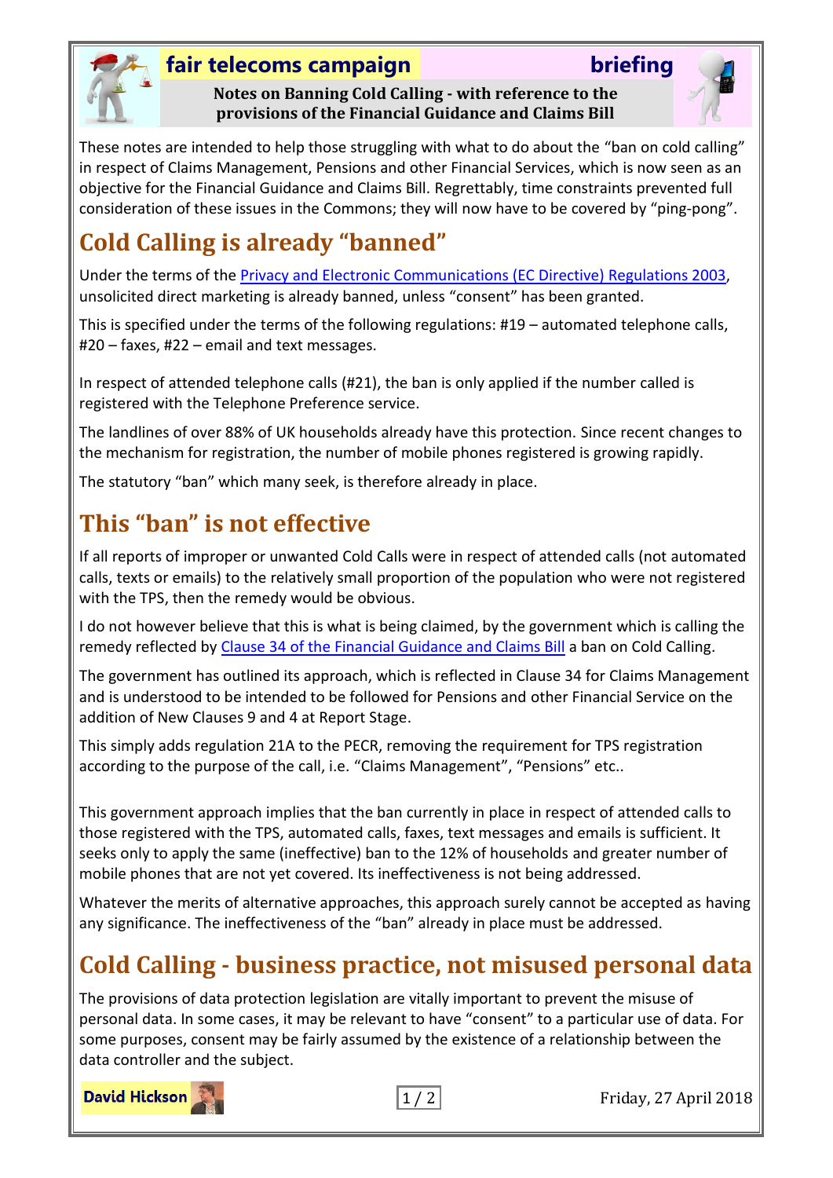**fair telecoms campaign** **briefing**

**Notes on Banning Cold Calling - with reference to the provisions of the Financial Guidance and Claims Bill**

These notes are intended to help those struggling with what to do about the "ban on cold calling" in respect of Claims Management, Pensions and other Financial Services, which is now seen as an objective for the Financial Guidance and Claims Bill. Regrettably, time constraints prevented full consideration of these issues in the Commons; they will now have to be covered by "ping-pong".

## Cold Calling is already "banned"

Under the terms of the Privacy and Electronic Communications (EC Directive) Regulations 2003, unsolicited direct marketing is already banned, unless "consent" has been granted.

This is specified under the terms of the following regulations: #19 – automated telephone calls, #20 – faxes, #22 – email and text messages.

In respect of attended telephone calls (#21), the ban is only applied if the number called is registered with the Telephone Preference service.

The landlines of over 88% of UK households already have this protection. Since recent changes to the mechanism for registration, the number of mobile phones registered is growing rapidly.

The statutory "ban" which many seek, is therefore already in place.

## This "ban" is not effective

If all reports of improper or unwanted Cold Calls were in respect of attended calls (not automated calls, texts or emails) to the relatively small proportion of the population who were not registered with the TPS, then the remedy would be obvious.

I do not however believe that this is what is being claimed, by the government which is calling the remedy reflected by Clause 34 of the Financial Guidance and Claims Bill a ban on Cold Calling.

The government has outlined its approach, which is reflected in Clause 34 for Claims Management and is understood to be intended to be followed for Pensions and other Financial Service on the addition of New Clauses 9 and 4 at Report Stage.

This simply adds regulation 21A to the PECR, removing the requirement for TPS registration according to the purpose of the call, i.e. "Claims Management", "Pensions" etc..

This government approach implies that the ban currently in place in respect of attended calls to those registered with the TPS, automated calls, faxes, text messages and emails is sufficient. It seeks only to apply the same (ineffective) ban to the 12% of households and greater number of mobile phones that are not yet covered. Its ineffectiveness is not being addressed.

Whatever the merits of alternative approaches, this approach surely cannot be accepted as having any significance. The ineffectiveness of the "ban" already in place must be addressed.

## Cold Calling - business practice, not misused personal data

The provisions of data protection legislation are vitally important to prevent the misuse of personal data. In some cases, it may be relevant to have "consent" to a particular use of data. For some purposes, consent may be fairly assumed by the existence of a relationship between the data controller and the subject.

David Hickson

Friday, 27 April 2018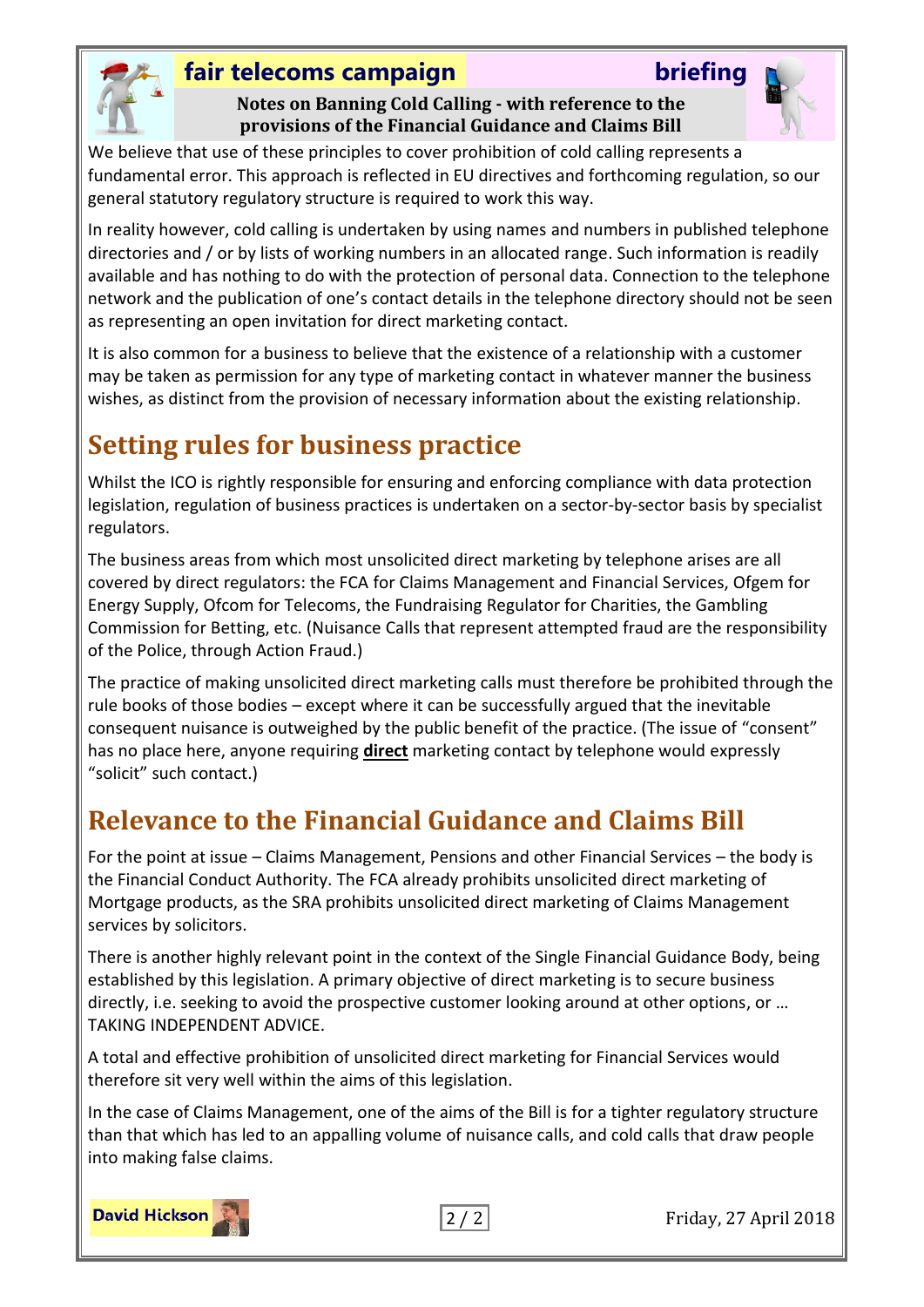We believe that use of these principles to cover prohibition of cold calling represents a fundamental error. This approach is reflected in EU directives and forthcoming regulation, so our general statutory regulatory structure is required to work this way.

In reality however, cold calling is undertaken by using names and numbers in published telephone directories and / or by lists of working numbers in an allocated range. Such information is readily available and has nothing to do with the protection of personal data. Connection to the telephone network and the publication of one's contact details in the telephone directory should not be seen as representing an open invitation for direct marketing contact.

It is also common for a business to believe that the existence of a relationship with a customer may be taken as permission for any type of marketing contact in whatever manner the business wishes, as distinct from the provision of necessary information about the existing relationship.

## Setting rules for business practice

Whilst the ICO is rightly responsible for ensuring and enforcing compliance with data protection legislation, regulation of business practices is undertaken on a sector-by-sector basis by specialist regulators.

The business areas from which most unsolicited direct marketing by telephone arises are all covered by direct regulators: the FCA for Claims Management and Financial Services, Ofgem for Energy Supply, Ofcom for Telecoms, the Fundraising Regulator for Charities, the Gambling Commission for Betting, etc. (Nuisance Calls that represent attempted fraud are the responsibility of the Police, through Action Fraud.)

The practice of making unsolicited direct marketing calls must therefore be prohibited through the rule books of those bodies – except where it can be successfully argued that the inevitable consequent nuisance is outweighed by the public benefit of the practice. (The issue of "consent" has no place here, anyone requiring **direct** marketing contact by telephone would expressly "solicit" such contact.)

## Relevance to the Financial Guidance and Claims Bill

For the point at issue – Claims Management, Pensions and other Financial Services – the body is the Financial Conduct Authority. The FCA already prohibits unsolicited direct marketing of Mortgage products, as the SRA prohibits unsolicited direct marketing of Claims Management services by solicitors.

There is another highly relevant point in the context of the Single Financial Guidance Body, being established by this legislation. A primary objective of direct marketing is to secure business directly, i.e. seeking to avoid the prospective customer looking around at other options, or … TAKING INDEPENDENT ADVICE.

A total and effective prohibition of unsolicited direct marketing for Financial Services would therefore sit very well within the aims of this legislation.

In the case of Claims Management, one of the aims of the Bill is for a tighter regulatory structure than that which has led to an appalling volume of nuisance calls, and cold calls that draw people into making false claims.

David Hickson

Friday, 27 April 2018